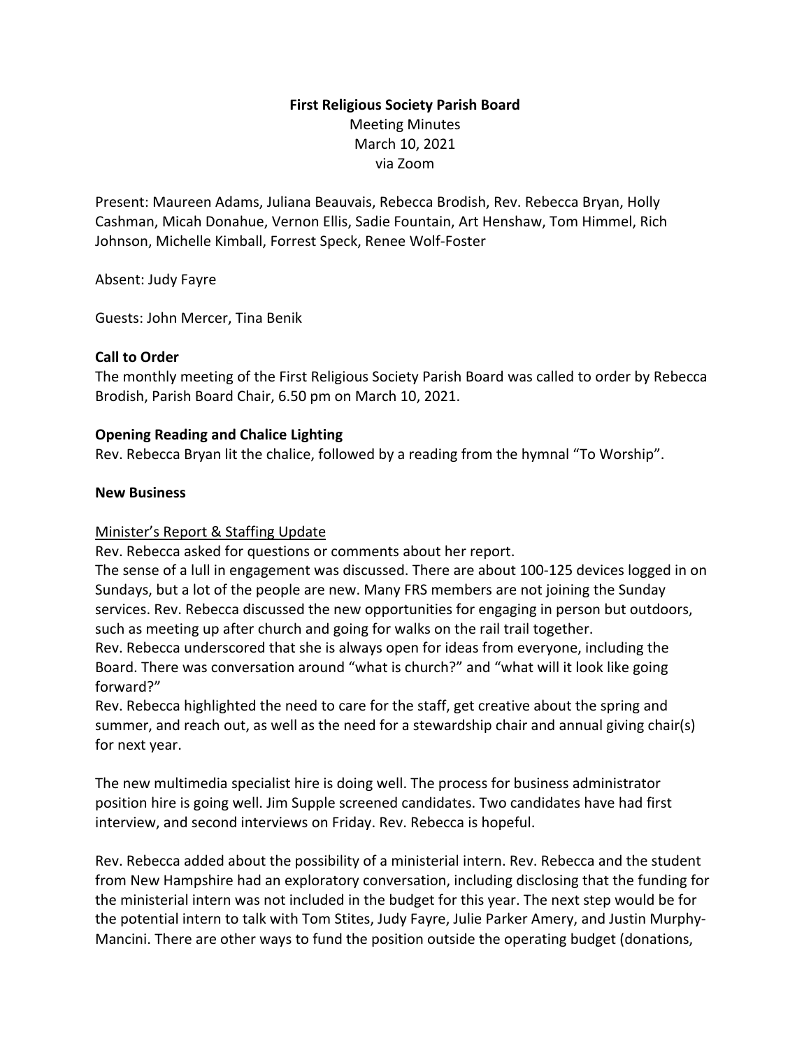**First Religious Society Parish Board**

Meeting Minutes
March 10, 2021
via Zoom

Present: Maureen Adams, Juliana Beauvais, Rebecca Brodish, Rev. Rebecca Bryan, Holly Cashman, Micah Donahue, Vernon Ellis, Sadie Fountain, Art Henshaw, Tom Himmel, Rich Johnson, Michelle Kimball, Forrest Speck, Renee Wolf-Foster

Absent: Judy Fayre

Guests: John Mercer, Tina Benik

**Call to Order**

The monthly meeting of the First Religious Society Parish Board was called to order by Rebecca Brodish, Parish Board Chair, 6.50 pm on March 10, 2021.

**Opening Reading and Chalice Lighting**

Rev. Rebecca Bryan lit the chalice, followed by a reading from the hymnal "To Worship".

**New Business**

Minister's Report & Staffing Update

Rev. Rebecca asked for questions or comments about her report.
The sense of a lull in engagement was discussed. There are about 100-125 devices logged in on Sundays, but a lot of the people are new. Many FRS members are not joining the Sunday services. Rev. Rebecca discussed the new opportunities for engaging in person but outdoors, such as meeting up after church and going for walks on the rail trail together.
Rev. Rebecca underscored that she is always open for ideas from everyone, including the Board. There was conversation around "what is church?" and "what will it look like going forward?"
Rev. Rebecca highlighted the need to care for the staff, get creative about the spring and summer, and reach out, as well as the need for a stewardship chair and annual giving chair(s) for next year.

The new multimedia specialist hire is doing well. The process for business administrator position hire is going well. Jim Supple screened candidates. Two candidates have had first interview, and second interviews on Friday. Rev. Rebecca is hopeful.

Rev. Rebecca added about the possibility of a ministerial intern. Rev. Rebecca and the student from New Hampshire had an exploratory conversation, including disclosing that the funding for the ministerial intern was not included in the budget for this year. The next step would be for the potential intern to talk with Tom Stites, Judy Fayre, Julie Parker Amery, and Justin Murphy-Mancini. There are other ways to fund the position outside the operating budget (donations,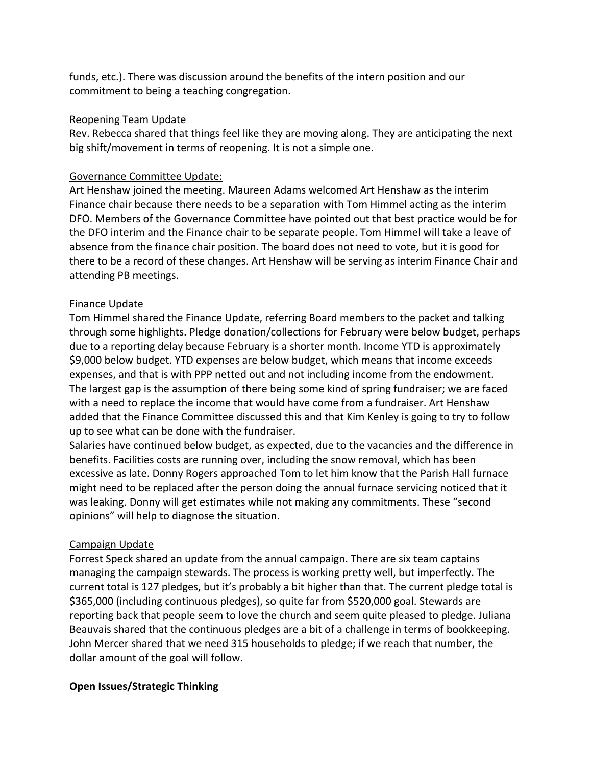funds, etc.). There was discussion around the benefits of the intern position and our commitment to being a teaching congregation.

Reopening Team Update

Rev. Rebecca shared that things feel like they are moving along. They are anticipating the next big shift/movement in terms of reopening. It is not a simple one.

Governance Committee Update:

Art Henshaw joined the meeting. Maureen Adams welcomed Art Henshaw as the interim Finance chair because there needs to be a separation with Tom Himmel acting as the interim DFO. Members of the Governance Committee have pointed out that best practice would be for the DFO interim and the Finance chair to be separate people. Tom Himmel will take a leave of absence from the finance chair position. The board does not need to vote, but it is good for there to be a record of these changes. Art Henshaw will be serving as interim Finance Chair and attending PB meetings.

Finance Update

Tom Himmel shared the Finance Update, referring Board members to the packet and talking through some highlights. Pledge donation/collections for February were below budget, perhaps due to a reporting delay because February is a shorter month. Income YTD is approximately \$9,000 below budget. YTD expenses are below budget, which means that income exceeds expenses, and that is with PPP netted out and not including income from the endowment. The largest gap is the assumption of there being some kind of spring fundraiser; we are faced with a need to replace the income that would have come from a fundraiser. Art Henshaw added that the Finance Committee discussed this and that Kim Kenley is going to try to follow up to see what can be done with the fundraiser.

Salaries have continued below budget, as expected, due to the vacancies and the difference in benefits. Facilities costs are running over, including the snow removal, which has been excessive as late. Donny Rogers approached Tom to let him know that the Parish Hall furnace might need to be replaced after the person doing the annual furnace servicing noticed that it was leaking. Donny will get estimates while not making any commitments. These "second opinions" will help to diagnose the situation.

Campaign Update

Forrest Speck shared an update from the annual campaign. There are six team captains managing the campaign stewards. The process is working pretty well, but imperfectly. The current total is 127 pledges, but it's probably a bit higher than that. The current pledge total is \$365,000 (including continuous pledges), so quite far from \$520,000 goal. Stewards are reporting back that people seem to love the church and seem quite pleased to pledge. Juliana Beauvais shared that the continuous pledges are a bit of a challenge in terms of bookkeeping. John Mercer shared that we need 315 households to pledge; if we reach that number, the dollar amount of the goal will follow.

**Open Issues/Strategic Thinking**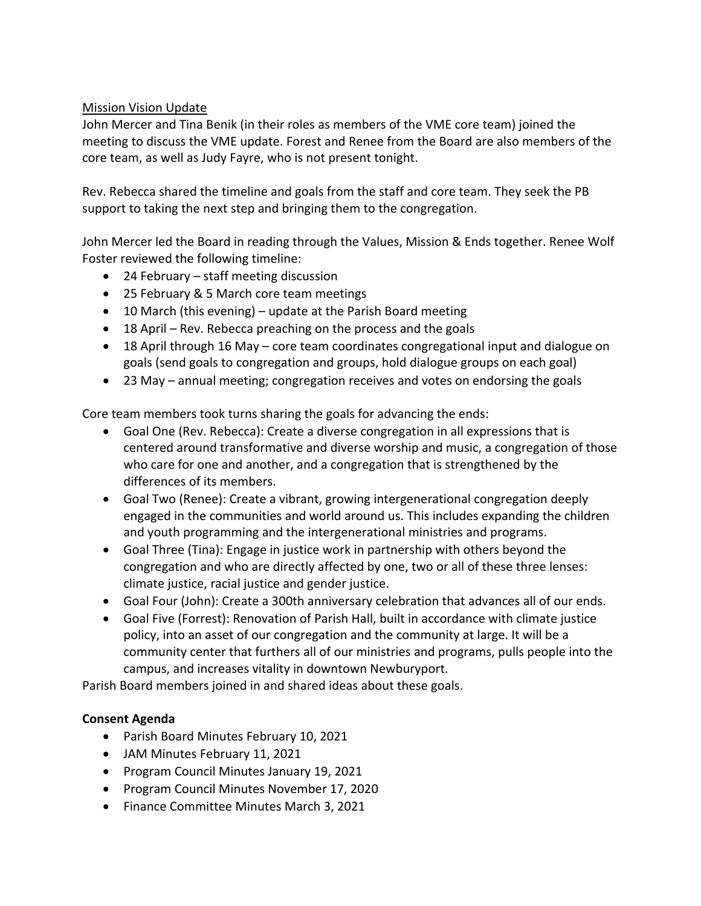Mission Vision Update

John Mercer and Tina Benik (in their roles as members of the VME core team) joined the meeting to discuss the VME update. Forest and Renee from the Board are also members of the core team, as well as Judy Fayre, who is not present tonight.

Rev. Rebecca shared the timeline and goals from the staff and core team. They seek the PB support to taking the next step and bringing them to the congregation.

John Mercer led the Board in reading through the Values, Mission & Ends together. Renee Wolf Foster reviewed the following timeline:

- 24 February – staff meeting discussion
- 25 February & 5 March core team meetings
- 10 March (this evening) – update at the Parish Board meeting
- 18 April – Rev. Rebecca preaching on the process and the goals
- 18 April through 16 May – core team coordinates congregational input and dialogue on goals (send goals to congregation and groups, hold dialogue groups on each goal)
- 23 May – annual meeting; congregation receives and votes on endorsing the goals

Core team members took turns sharing the goals for advancing the ends:

- Goal One (Rev. Rebecca): Create a diverse congregation in all expressions that is centered around transformative and diverse worship and music, a congregation of those who care for one and another, and a congregation that is strengthened by the differences of its members.
- Goal Two (Renee): Create a vibrant, growing intergenerational congregation deeply engaged in the communities and world around us. This includes expanding the children and youth programming and the intergenerational ministries and programs.
- Goal Three (Tina): Engage in justice work in partnership with others beyond the congregation and who are directly affected by one, two or all of these three lenses: climate justice, racial justice and gender justice.
- Goal Four (John): Create a 300th anniversary celebration that advances all of our ends.
- Goal Five (Forrest): Renovation of Parish Hall, built in accordance with climate justice policy, into an asset of our congregation and the community at large. It will be a community center that furthers all of our ministries and programs, pulls people into the campus, and increases vitality in downtown Newburyport.

Parish Board members joined in and shared ideas about these goals.

**Consent Agenda**

- Parish Board Minutes February 10, 2021
- JAM Minutes February 11, 2021
- Program Council Minutes January 19, 2021
- Program Council Minutes November 17, 2020
- Finance Committee Minutes March 3, 2021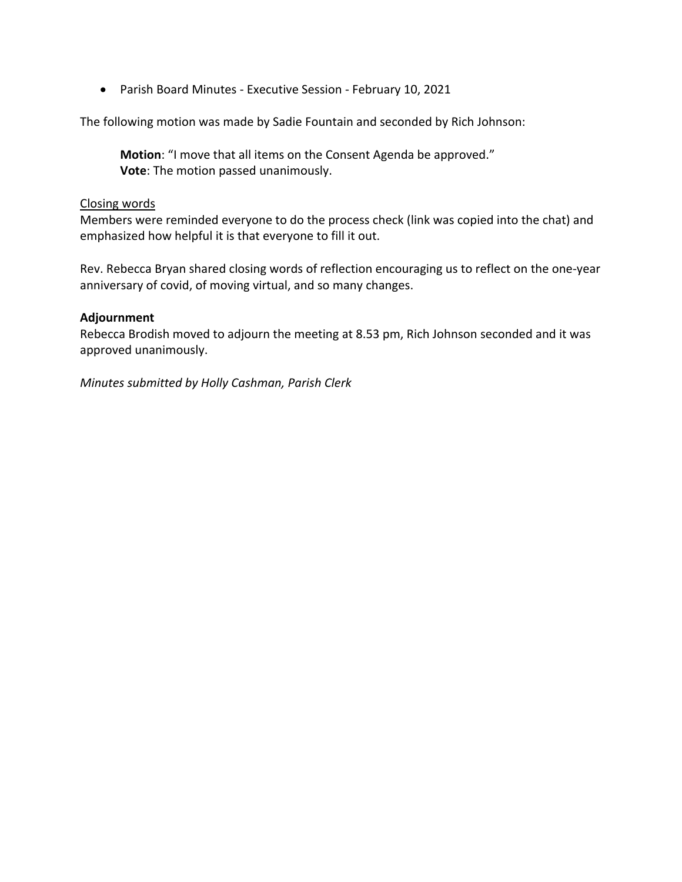- Parish Board Minutes - Executive Session - February 10, 2021

The following motion was made by Sadie Fountain and seconded by Rich Johnson:

> **Motion**: "I move that all items on the Consent Agenda be approved."
> **Vote**: The motion passed unanimously.

Closing words

Members were reminded everyone to do the process check (link was copied into the chat) and emphasized how helpful it is that everyone to fill it out.

Rev. Rebecca Bryan shared closing words of reflection encouraging us to reflect on the one-year anniversary of covid, of moving virtual, and so many changes.

**Adjournment**

Rebecca Brodish moved to adjourn the meeting at 8.53 pm, Rich Johnson seconded and it was approved unanimously.

*Minutes submitted by Holly Cashman, Parish Clerk*